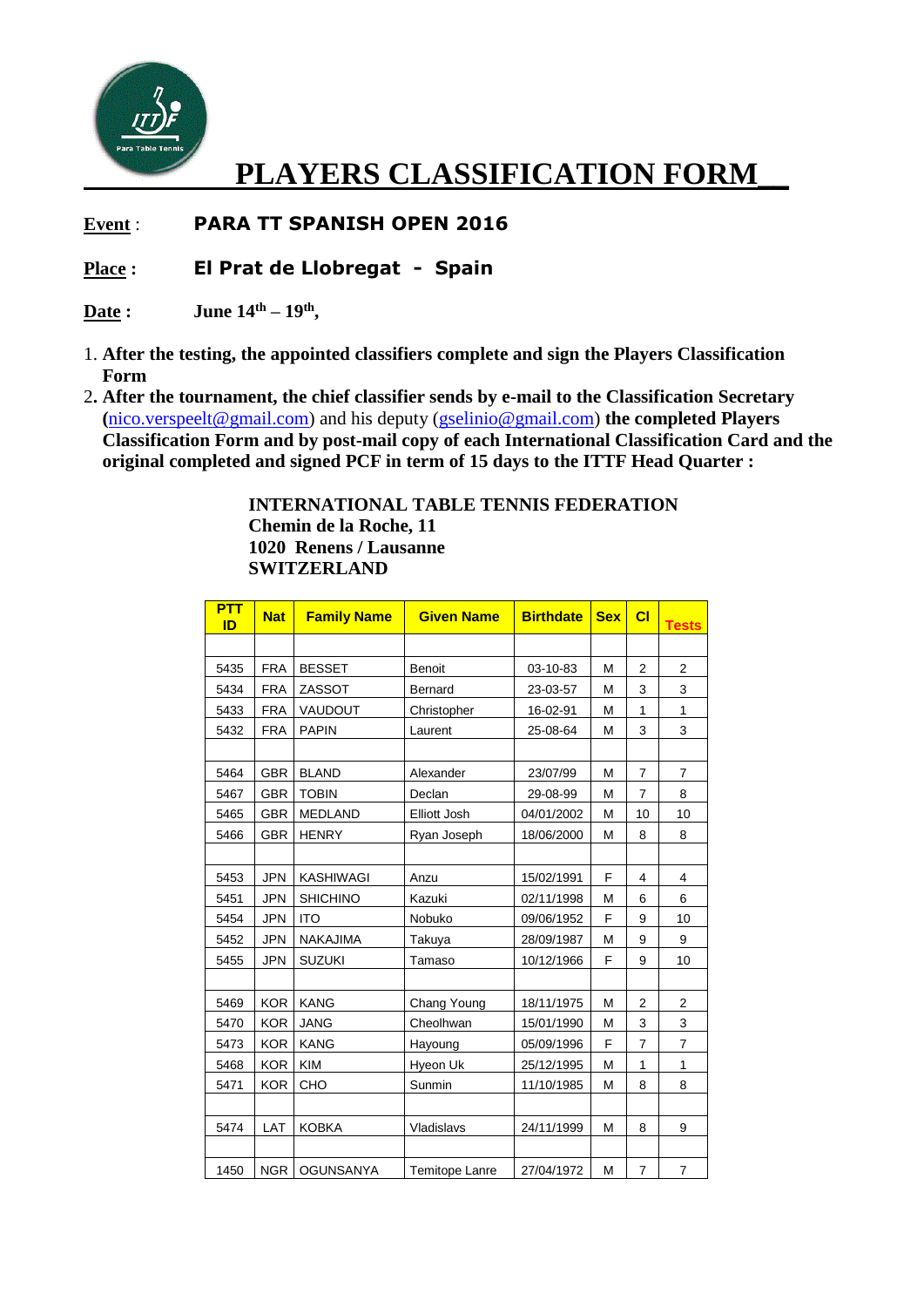# PLAYERS CLASSIFICATION FORM

**Event** : **PARA TT SPANISH OPEN 2016**

**Place :** **El Prat de Llobregat - Spain**

**Date :** **June 14th – 19th,**

1. **After the testing, the appointed classifiers complete and sign the Players Classification Form**
2. **After the tournament, the chief classifier sends by e-mail to the Classification Secretary (**nico.verspeelt@gmail.com) and his deputy (gselinio@gmail.com) **the completed Players Classification Form and by post-mail copy of each International Classification Card and the original completed and signed PCF in term of 15 days to the ITTF Head Quarter :**

**INTERNATIONAL TABLE TENNIS FEDERATION**
**Chemin de la Roche, 11**
**1020 Renens / Lausanne**
**SWITZERLAND**

| PTT ID | Nat | Family Name | Given Name | Birthdate | Sex | Cl | Tests |
|---|---|---|---|---|---|---|---|
| | | | | | | | |
| 5435 | FRA | BESSET | Benoit | 03-10-83 | M | 2 | 2 |
| 5434 | FRA | ZASSOT | Bernard | 23-03-57 | M | 3 | 3 |
| 5433 | FRA | VAUDOUT | Christopher | 16-02-91 | M | 1 | 1 |
| 5432 | FRA | PAPIN | Laurent | 25-08-64 | M | 3 | 3 |
| | | | | | | | |
| 5464 | GBR | BLAND | Alexander | 23/07/99 | M | 7 | 7 |
| 5467 | GBR | TOBIN | Declan | 29-08-99 | M | 7 | 8 |
| 5465 | GBR | MEDLAND | Elliott Josh | 04/01/2002 | M | 10 | 10 |
| 5466 | GBR | HENRY | Ryan Joseph | 18/06/2000 | M | 8 | 8 |
| | | | | | | | |
| 5453 | JPN | KASHIWAGI | Anzu | 15/02/1991 | F | 4 | 4 |
| 5451 | JPN | SHICHINO | Kazuki | 02/11/1998 | M | 6 | 6 |
| 5454 | JPN | ITO | Nobuko | 09/06/1952 | F | 9 | 10 |
| 5452 | JPN | NAKAJIMA | Takuya | 28/09/1987 | M | 9 | 9 |
| 5455 | JPN | SUZUKI | Tamaso | 10/12/1966 | F | 9 | 10 |
| | | | | | | | |
| 5469 | KOR | KANG | Chang Young | 18/11/1975 | M | 2 | 2 |
| 5470 | KOR | JANG | Cheolhwan | 15/01/1990 | M | 3 | 3 |
| 5473 | KOR | KANG | Hayoung | 05/09/1996 | F | 7 | 7 |
| 5468 | KOR | KIM | Hyeon Uk | 25/12/1995 | M | 1 | 1 |
| 5471 | KOR | CHO | Sunmin | 11/10/1985 | M | 8 | 8 |
| | | | | | | | |
| 5474 | LAT | KOBKA | Vladislavs | 24/11/1999 | M | 8 | 9 |
| | | | | | | | |
| 1450 | NGR | OGUNSANYA | Temitope Lanre | 27/04/1972 | M | 7 | 7 |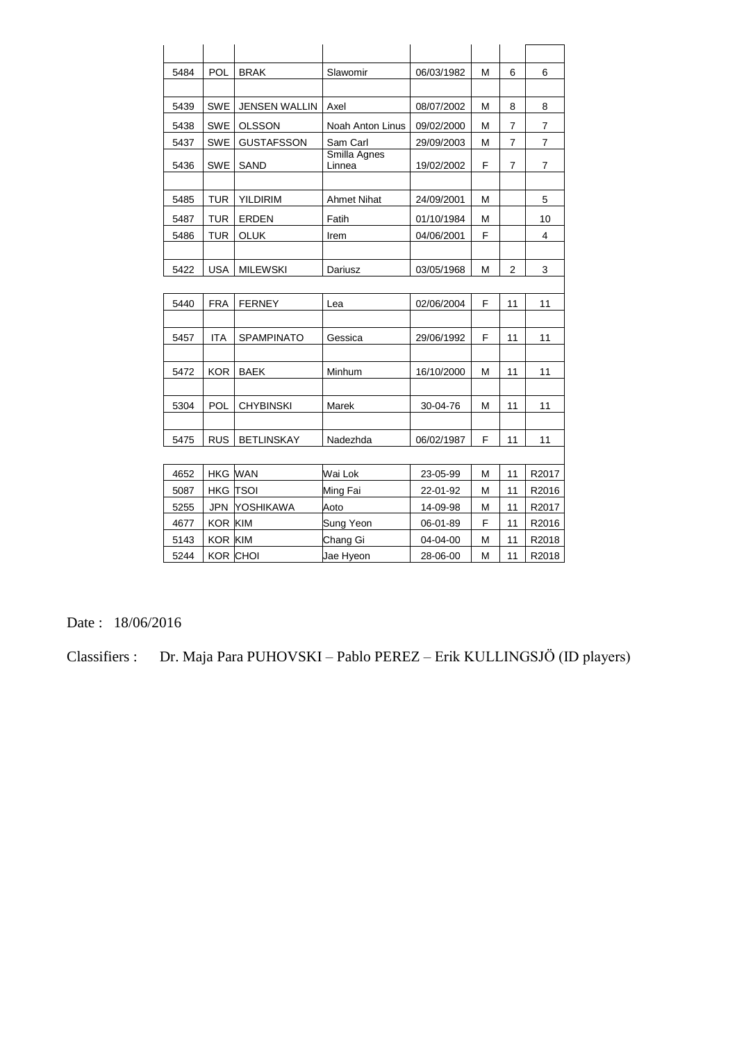| | | | | | | | |
|---|---|---|---|---|---|---|---|
| | | | | | | | |
| 5484 | POL | BRAK | Slawomir | 06/03/1982 | M | 6 | 6 |
| | | | | | | | |
| 5439 | SWE | JENSEN WALLIN | Axel | 08/07/2002 | M | 8 | 8 |
| 5438 | SWE | OLSSON | Noah Anton Linus | 09/02/2000 | M | 7 | 7 |
| 5437 | SWE | GUSTAFSSON | Sam Carl | 29/09/2003 | M | 7 | 7 |
| 5436 | SWE | SAND | Smilla Agnes Linnea | 19/02/2002 | F | 7 | 7 |
| | | | | | | | |
| 5485 | TUR | YILDIRIM | Ahmet Nihat | 24/09/2001 | M | | 5 |
| 5487 | TUR | ERDEN | Fatih | 01/10/1984 | M | | 10 |
| 5486 | TUR | OLUK | Irem | 04/06/2001 | F | | 4 |
| | | | | | | | |
| 5422 | USA | MILEWSKI | Dariusz | 03/05/1968 | M | 2 | 3 |
| | | | | | | | |
| 5440 | FRA | FERNEY | Lea | 02/06/2004 | F | 11 | 11 |
| | | | | | | | |
| 5457 | ITA | SPAMPINATO | Gessica | 29/06/1992 | F | 11 | 11 |
| | | | | | | | |
| 5472 | KOR | BAEK | Minhum | 16/10/2000 | M | 11 | 11 |
| | | | | | | | |
| 5304 | POL | CHYBINSKI | Marek | 30-04-76 | M | 11 | 11 |
| | | | | | | | |
| 5475 | RUS | BETLINSKAY | Nadezhda | 06/02/1987 | F | 11 | 11 |
| | | | | | | | |
| 4652 | HKG | WAN | Wai Lok | 23-05-99 | M | 11 | R2017 |
| 5087 | HKG | TSOI | Ming Fai | 22-01-92 | M | 11 | R2016 |
| 5255 | JPN | YOSHIKAWA | Aoto | 14-09-98 | M | 11 | R2017 |
| 4677 | KOR | KIM | Sung Yeon | 06-01-89 | F | 11 | R2016 |
| 5143 | KOR | KIM | Chang Gi | 04-04-00 | M | 11 | R2018 |
| 5244 | KOR | CHOI | Jae Hyeon | 28-06-00 | M | 11 | R2018 |

Date : 18/06/2016

Classifiers : Dr. Maja Para PUHOVSKI – Pablo PEREZ – Erik KULLINGSJÖ (ID players)